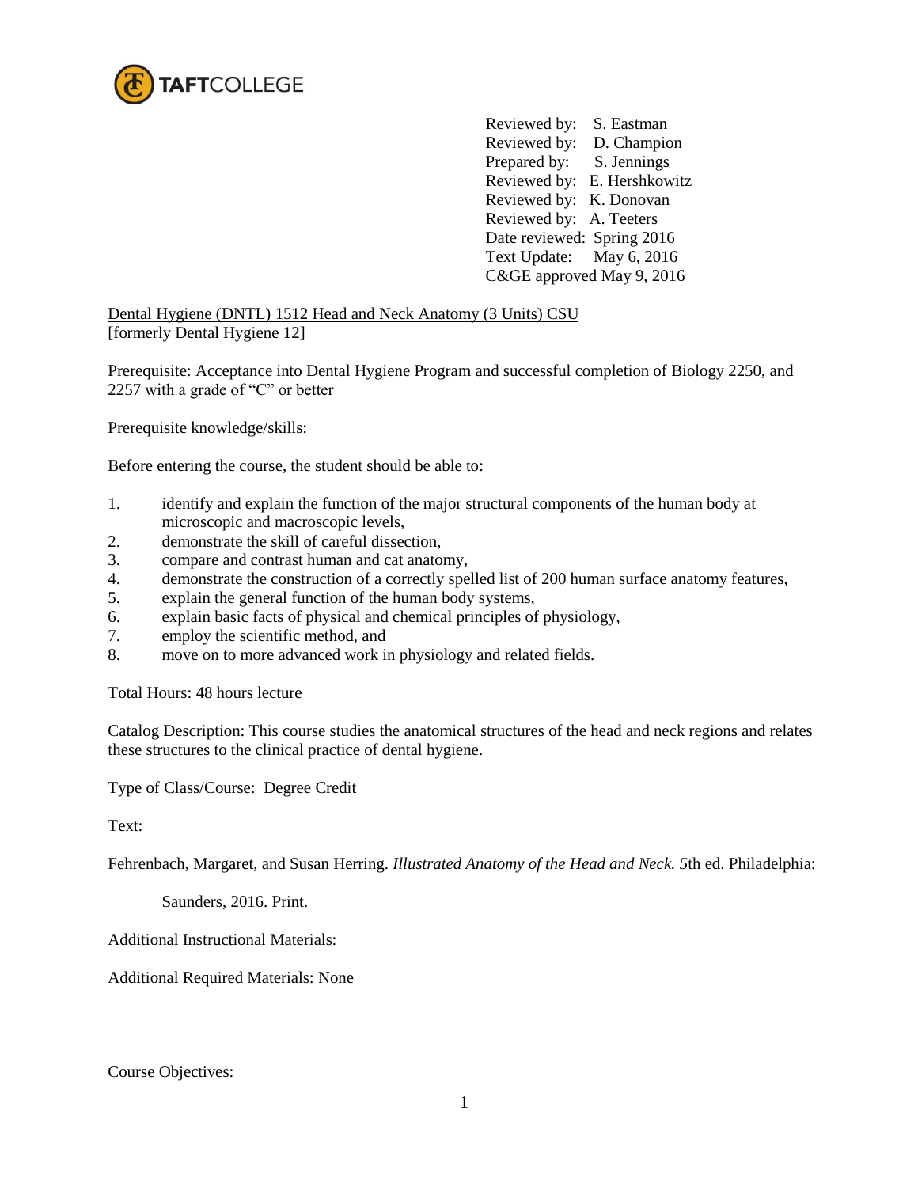TAFTCOLLEGE

Reviewed by: S. Eastman  
Reviewed by: D. Champion  
Prepared by: S. Jennings  
Reviewed by: E. Hershkowitz  
Reviewed by: K. Donovan  
Reviewed by: A. Teeters  
Date reviewed: Spring 2016  
Text Update: May 6, 2016  
C&GE approved May 9, 2016

Dental Hygiene (DNTL) 1512 Head and Neck Anatomy (3 Units) CSU  
[formerly Dental Hygiene 12]

Prerequisite: Acceptance into Dental Hygiene Program and successful completion of Biology 2250, and 2257 with a grade of "C" or better

Prerequisite knowledge/skills:

Before entering the course, the student should be able to:

1. identify and explain the function of the major structural components of the human body at microscopic and macroscopic levels,
2. demonstrate the skill of careful dissection,
3. compare and contrast human and cat anatomy,
4. demonstrate the construction of a correctly spelled list of 200 human surface anatomy features,
5. explain the general function of the human body systems,
6. explain basic facts of physical and chemical principles of physiology,
7. employ the scientific method, and
8. move on to more advanced work in physiology and related fields.

Total Hours: 48 hours lecture

Catalog Description: This course studies the anatomical structures of the head and neck regions and relates these structures to the clinical practice of dental hygiene.

Type of Class/Course: Degree Credit

Text:

Fehrenbach, Margaret, and Susan Herring. *Illustrated Anatomy of the Head and Neck. 5*th ed. Philadelphia: Saunders, 2016. Print.

Additional Instructional Materials:

Additional Required Materials: None

Course Objectives: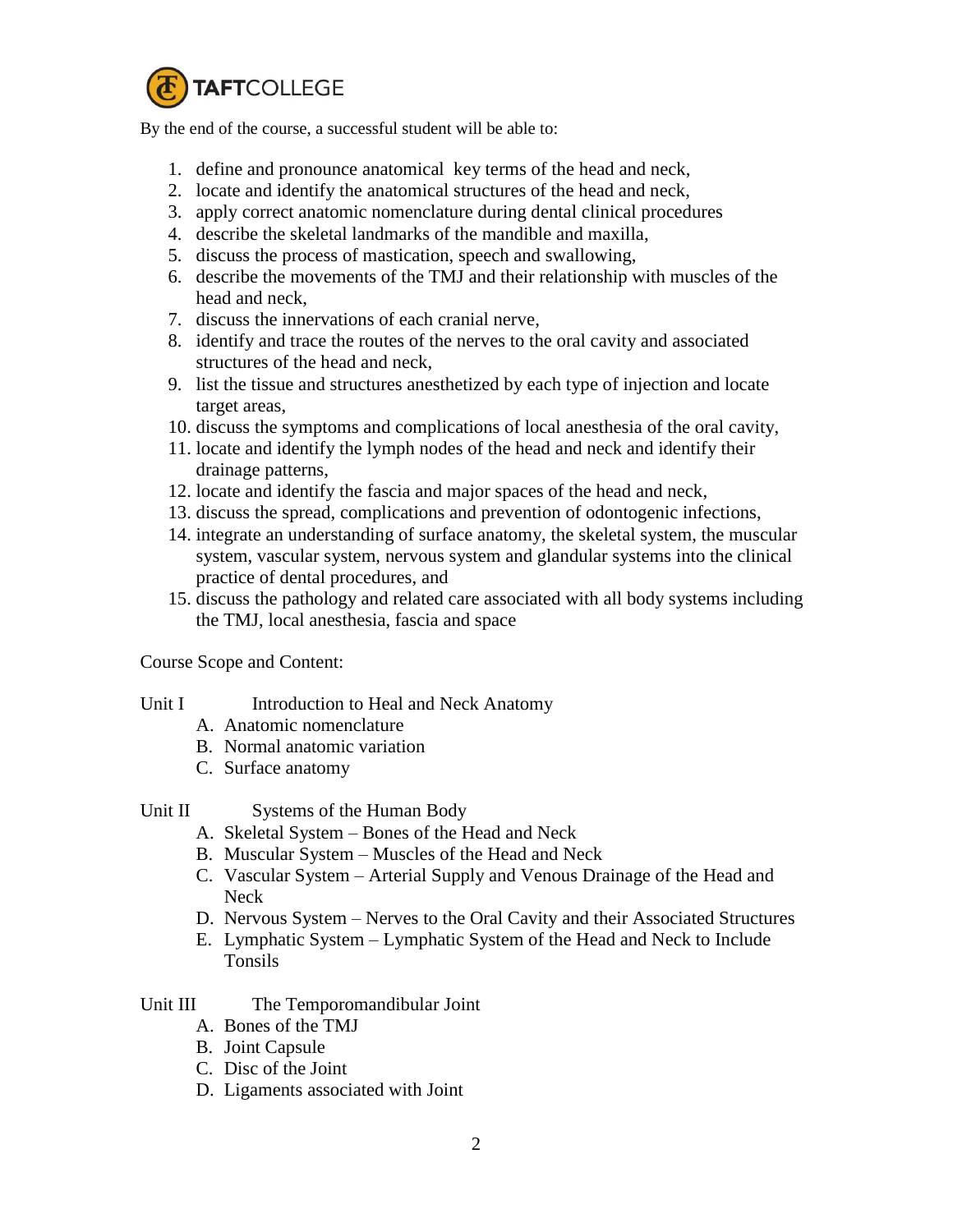By the end of the course, a successful student will be able to:

1. define and pronounce anatomical key terms of the head and neck,
2. locate and identify the anatomical structures of the head and neck,
3. apply correct anatomic nomenclature during dental clinical procedures
4. describe the skeletal landmarks of the mandible and maxilla,
5. discuss the process of mastication, speech and swallowing,
6. describe the movements of the TMJ and their relationship with muscles of the head and neck,
7. discuss the innervations of each cranial nerve,
8. identify and trace the routes of the nerves to the oral cavity and associated structures of the head and neck,
9. list the tissue and structures anesthetized by each type of injection and locate target areas,
10. discuss the symptoms and complications of local anesthesia of the oral cavity,
11. locate and identify the lymph nodes of the head and neck and identify their drainage patterns,
12. locate and identify the fascia and major spaces of the head and neck,
13. discuss the spread, complications and prevention of odontogenic infections,
14. integrate an understanding of surface anatomy, the skeletal system, the muscular system, vascular system, nervous system and glandular systems into the clinical practice of dental procedures, and
15. discuss the pathology and related care associated with all body systems including the TMJ, local anesthesia, fascia and space

Course Scope and Content:

Unit I Introduction to Heal and Neck Anatomy

A. Anatomic nomenclature
B. Normal anatomic variation
C. Surface anatomy

Unit II Systems of the Human Body

A. Skeletal System – Bones of the Head and Neck
B. Muscular System – Muscles of the Head and Neck
C. Vascular System – Arterial Supply and Venous Drainage of the Head and Neck
D. Nervous System – Nerves to the Oral Cavity and their Associated Structures
E. Lymphatic System – Lymphatic System of the Head and Neck to Include Tonsils

Unit III The Temporomandibular Joint

A. Bones of the TMJ
B. Joint Capsule
C. Disc of the Joint
D. Ligaments associated with Joint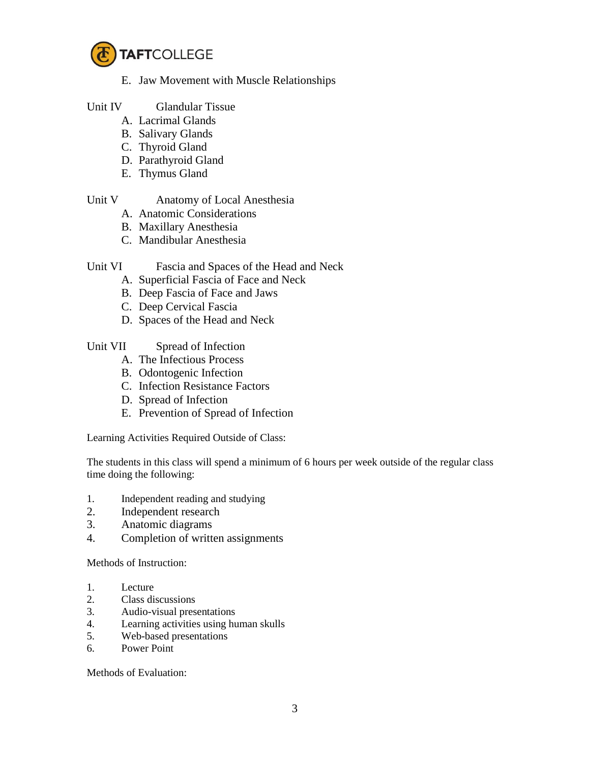E. Jaw Movement with Muscle Relationships

Unit IV Glandular Tissue

A. Lacrimal Glands
B. Salivary Glands
C. Thyroid Gland
D. Parathyroid Gland
E. Thymus Gland

Unit V Anatomy of Local Anesthesia

A. Anatomic Considerations
B. Maxillary Anesthesia
C. Mandibular Anesthesia

Unit VI Fascia and Spaces of the Head and Neck

A. Superficial Fascia of Face and Neck
B. Deep Fascia of Face and Jaws
C. Deep Cervical Fascia
D. Spaces of the Head and Neck

Unit VII Spread of Infection

A. The Infectious Process
B. Odontogenic Infection
C. Infection Resistance Factors
D. Spread of Infection
E. Prevention of Spread of Infection

Learning Activities Required Outside of Class:

The students in this class will spend a minimum of 6 hours per week outside of the regular class time doing the following:

1. Independent reading and studying
2. Independent research
3. Anatomic diagrams
4. Completion of written assignments

Methods of Instruction:

1. Lecture
2. Class discussions
3. Audio-visual presentations
4. Learning activities using human skulls
5. Web-based presentations
6. Power Point

Methods of Evaluation: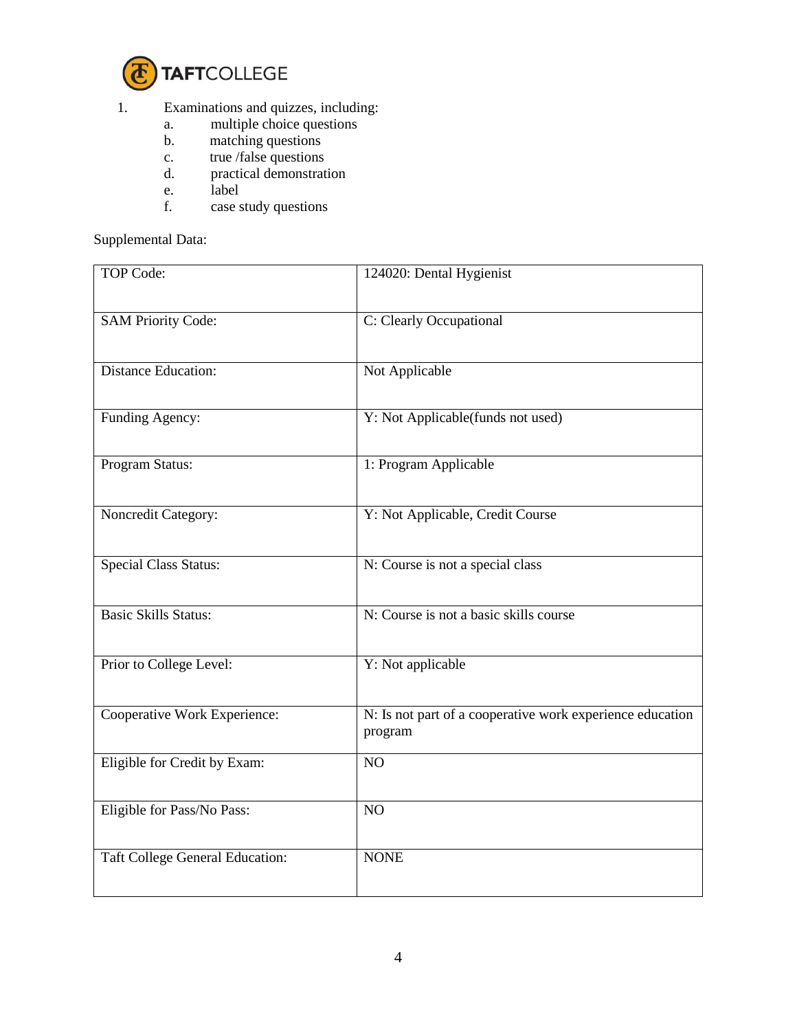1. Examinations and quizzes, including:
   a. multiple choice questions
   b. matching questions
   c. true /false questions
   d. practical demonstration
   e. label
   f. case study questions

Supplemental Data:

| | |
|---|---|
| TOP Code: | 124020: Dental Hygienist |
| SAM Priority Code: | C: Clearly Occupational |
| Distance Education: | Not Applicable |
| Funding Agency: | Y: Not Applicable(funds not used) |
| Program Status: | 1: Program Applicable |
| Noncredit Category: | Y: Not Applicable, Credit Course |
| Special Class Status: | N: Course is not a special class |
| Basic Skills Status: | N: Course is not a basic skills course |
| Prior to College Level: | Y: Not applicable |
| Cooperative Work Experience: | N: Is not part of a cooperative work experience education program |
| Eligible for Credit by Exam: | NO |
| Eligible for Pass/No Pass: | NO |
| Taft College General Education: | NONE |